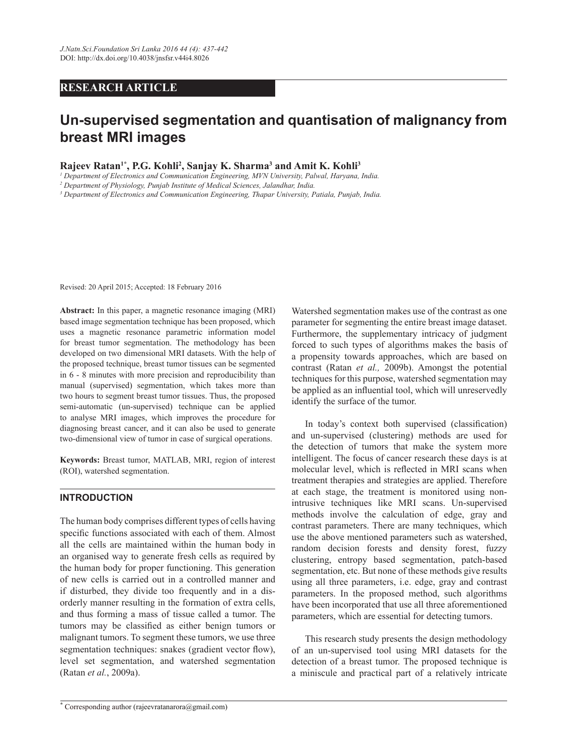RESEARCH ARTICLE

# Un-supervised segmentation and quantisation of malignancy from breast MRI images

**Rajeev Ratan[1*], P.G. Kohli[2], Sanjay K. Sharma[3] and Amit K. Kohli[3]**

*[1] Department of Electronics and Communication Engineering, MVN University, Palwal, Haryana, India.*
*[2] Department of Physiology, Punjab Institute of Medical Sciences, Jalandhar, India.*
*[3] Department of Electronics and Communication Engineering, Thapar University, Patiala, Punjab, India.*

Revised: 20 April 2015; Accepted: 18 February 2016

**Abstract:** In this paper, a magnetic resonance imaging (MRI) based image segmentation technique has been proposed, which uses a magnetic resonance parametric information model for breast tumor segmentation. The methodology has been developed on two dimensional MRI datasets. With the help of the proposed technique, breast tumor tissues can be segmented in 6 - 8 minutes with more precision and reproducibility than manual (supervised) segmentation, which takes more than two hours to segment breast tumor tissues. Thus, the proposed semi-automatic (un-supervised) technique can be applied to analyse MRI images, which improves the procedure for diagnosing breast cancer, and it can also be used to generate two-dimensional view of tumor in case of surgical operations.

**Keywords:** Breast tumor, MATLAB, MRI, region of interest (ROI), watershed segmentation.

## INTRODUCTION

The human body comprises different types of cells having specific functions associated with each of them. Almost all the cells are maintained within the human body in an organised way to generate fresh cells as required by the human body for proper functioning. This generation of new cells is carried out in a controlled manner and if disturbed, they divide too frequently and in a disorderly manner resulting in the formation of extra cells, and thus forming a mass of tissue called a tumor. The tumors may be classified as either benign tumors or malignant tumors. To segment these tumors, we use three segmentation techniques: snakes (gradient vector flow), level set segmentation, and watershed segmentation (Ratan *et al.*, 2009a).

Watershed segmentation makes use of the contrast as one parameter for segmenting the entire breast image dataset. Furthermore, the supplementary intricacy of judgment forced to such types of algorithms makes the basis of a propensity towards approaches, which are based on contrast (Ratan *et al.,* 2009b). Amongst the potential techniques for this purpose, watershed segmentation may be applied as an influential tool, which will unreservedly identify the surface of the tumor.

In today's context both supervised (classification) and un-supervised (clustering) methods are used for the detection of tumors that make the system more intelligent. The focus of cancer research these days is at molecular level, which is reflected in MRI scans when treatment therapies and strategies are applied. Therefore at each stage, the treatment is monitored using non-intrusive techniques like MRI scans. Un-supervised methods involve the calculation of edge, gray and contrast parameters. There are many techniques, which use the above mentioned parameters such as watershed, random decision forests and density forest, fuzzy clustering, entropy based segmentation, patch-based segmentation, etc. But none of these methods give results using all three parameters, i.e. edge, gray and contrast parameters. In the proposed method, such algorithms have been incorporated that use all three aforementioned parameters, which are essential for detecting tumors.

This research study presents the design methodology of an un-supervised tool using MRI datasets for the detection of a breast tumor. The proposed technique is a miniscule and practical part of a relatively intricate

* Corresponding author (rajeevratanarora@gmail.com)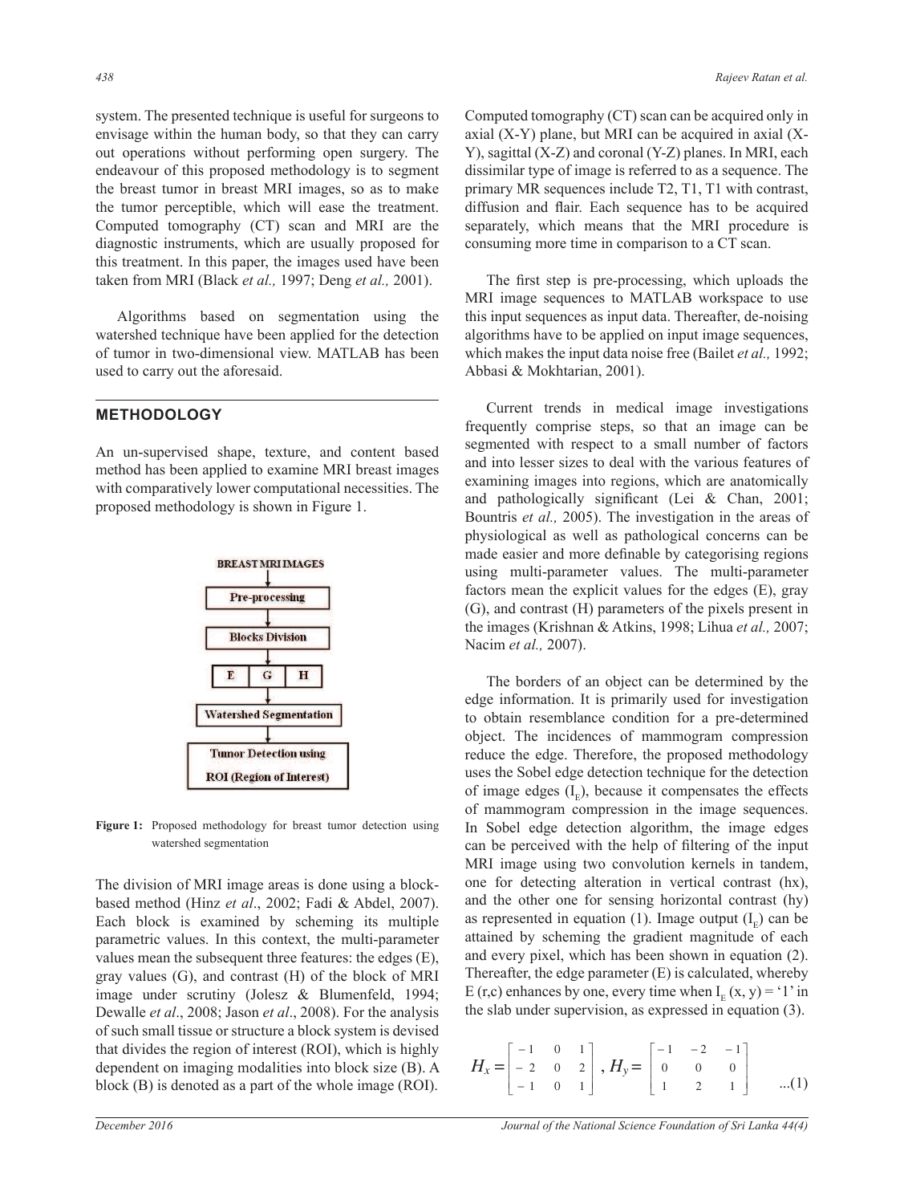system. The presented technique is useful for surgeons to envisage within the human body, so that they can carry out operations without performing open surgery. The endeavour of this proposed methodology is to segment the breast tumor in breast MRI images, so as to make the tumor perceptible, which will ease the treatment. Computed tomography (CT) scan and MRI are the diagnostic instruments, which are usually proposed for this treatment. In this paper, the images used have been taken from MRI (Black *et al.,* 1997; Deng *et al.,* 2001).

Algorithms based on segmentation using the watershed technique have been applied for the detection of tumor in two-dimensional view. MATLAB has been used to carry out the aforesaid.

## METHODOLOGY

An un-supervised shape, texture, and content based method has been applied to examine MRI breast images with comparatively lower computational necessities. The proposed methodology is shown in Figure 1.

BREAST MRI IMAGES → Pre-processing → Blocks Division → E | G | H → Watershed Segmentation → Tumor Detection using ROI (Region of Interest)

**Figure 1:** Proposed methodology for breast tumor detection using watershed segmentation

The division of MRI image areas is done using a block-based method (Hinz *et al*., 2002; Fadi & Abdel, 2007). Each block is examined by scheming its multiple parametric values. In this context, the multi-parameter values mean the subsequent three features: the edges (E), gray values (G), and contrast (H) of the block of MRI image under scrutiny (Jolesz & Blumenfeld, 1994; Dewalle *et al*., 2008; Jason *et al*., 2008). For the analysis of such small tissue or structure a block system is devised that divides the region of interest (ROI), which is highly dependent on imaging modalities into block size (B). A block (B) is denoted as a part of the whole image (ROI).

Computed tomography (CT) scan can be acquired only in axial (X-Y) plane, but MRI can be acquired in axial (X-Y), sagittal (X-Z) and coronal (Y-Z) planes. In MRI, each dissimilar type of image is referred to as a sequence. The primary MR sequences include T2, T1, T1 with contrast, diffusion and flair. Each sequence has to be acquired separately, which means that the MRI procedure is consuming more time in comparison to a CT scan.

The first step is pre-processing, which uploads the MRI image sequences to MATLAB workspace to use this input sequences as input data. Thereafter, de-noising algorithms have to be applied on input image sequences, which makes the input data noise free (Bailet *et al.,* 1992; Abbasi & Mokhtarian, 2001).

Current trends in medical image investigations frequently comprise steps, so that an image can be segmented with respect to a small number of factors and into lesser sizes to deal with the various features of examining images into regions, which are anatomically and pathologically significant (Lei & Chan, 2001; Bountris *et al.,* 2005). The investigation in the areas of physiological as well as pathological concerns can be made easier and more definable by categorising regions using multi-parameter values. The multi-parameter factors mean the explicit values for the edges (E), gray (G), and contrast (H) parameters of the pixels present in the images (Krishnan & Atkins, 1998; Lihua *et al.,* 2007; Nacim *et al.,* 2007).

The borders of an object can be determined by the edge information. It is primarily used for investigation to obtain resemblance condition for a pre-determined object. The incidences of mammogram compression reduce the edge. Therefore, the proposed methodology uses the Sobel edge detection technique for the detection of image edges ($I_E$), because it compensates the effects of mammogram compression in the image sequences. In Sobel edge detection algorithm, the image edges can be perceived with the help of filtering of the input MRI image using two convolution kernels in tandem, one for detecting alteration in vertical contrast (hx), and the other one for sensing horizontal contrast (hy) as represented in equation (1). Image output ($I_E$) can be attained by scheming the gradient magnitude of each and every pixel, which has been shown in equation (2). Thereafter, the edge parameter (E) is calculated, whereby E (r,c) enhances by one, every time when $I_E$ (x, y) = '1' in the slab under supervision, as expressed in equation (3).

$$H_x = \begin{bmatrix} -1 & 0 & 1 \\ -2 & 0 & 2 \\ -1 & 0 & 1 \end{bmatrix}, \; H_y = \begin{bmatrix} -1 & -2 & -1 \\ 0 & 0 & 0 \\ 1 & 2 & 1 \end{bmatrix} \quad \text{...(1)}$$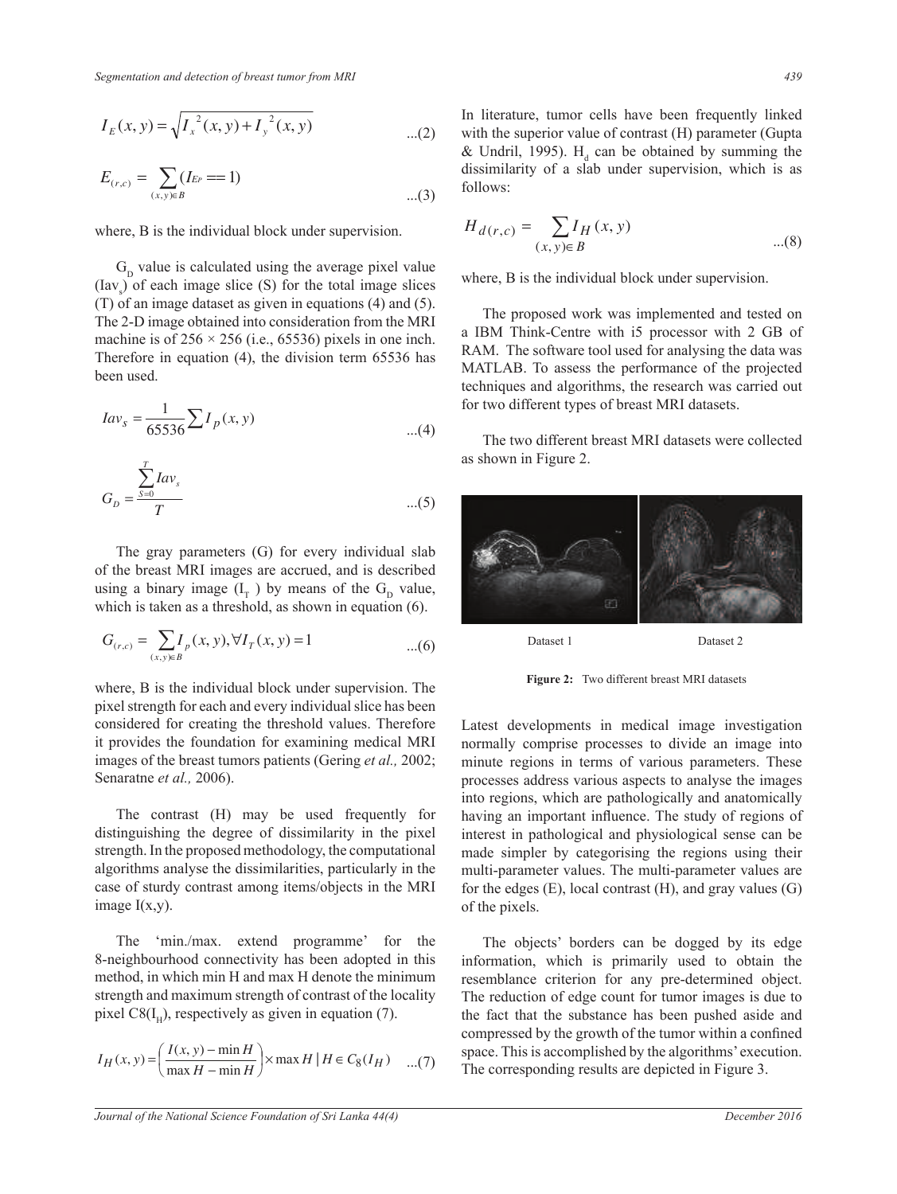$$I_E(x,y) = \sqrt{I_x^{\,2}(x,y) + I_y^{\,2}(x,y)} \qquad ...(2)$$

$$E_{(r,c)} = \sum_{(x,y)\in B} (I_{EP} == 1) \qquad ...(3)$$

where, B is the individual block under supervision.

$G_D$ value is calculated using the average pixel value ($Iav_s$) of each image slice (S) for the total image slices (T) of an image dataset as given in equations (4) and (5). The 2-D image obtained into consideration from the MRI machine is of 256 × 256 (i.e., 65536) pixels in one inch. Therefore in equation (4), the division term 65536 has been used.

$$Iav_s = \frac{1}{65536} \sum I_p(x,y) \qquad ...(4)$$

$$G_D = \frac{\sum_{S=0}^{T} Iav_s}{T} \qquad ...(5)$$

The gray parameters (G) for every individual slab of the breast MRI images are accrued, and is described using a binary image ($I_T$) by means of the $G_D$ value, which is taken as a threshold, as shown in equation (6).

$$G_{(r,c)} = \sum_{(x,y)\in B} I_p(x,y), \forall I_T(x,y) = 1 \qquad ...(6)$$

where, B is the individual block under supervision. The pixel strength for each and every individual slice has been considered for creating the threshold values. Therefore it provides the foundation for examining medical MRI images of the breast tumors patients (Gering *et al.,* 2002; Senaratne *et al.,* 2006).

The contrast (H) may be used frequently for distinguishing the degree of dissimilarity in the pixel strength. In the proposed methodology, the computational algorithms analyse the dissimilarities, particularly in the case of sturdy contrast among items/objects in the MRI image I(x,y).

The 'min./max. extend programme' for the 8-neighbourhood connectivity has been adopted in this method, in which min H and max H denote the minimum strength and maximum strength of contrast of the locality pixel $C8(I_H)$, respectively as given in equation (7).

$$I_H(x,y) = \left( \frac{I(x,y) - \min H}{\max H - \min H} \right) \times \max H \mid H \in C_8(I_H) \qquad ...(7)$$

In literature, tumor cells have been frequently linked with the superior value of contrast (H) parameter (Gupta & Undril, 1995). $H_d$ can be obtained by summing the dissimilarity of a slab under supervision, which is as follows:

$$H_{d(r,c)} = \sum_{(x,y)\in B} I_H(x,y) \qquad ...(8)$$

where, B is the individual block under supervision.

The proposed work was implemented and tested on a IBM Think-Centre with i5 processor with 2 GB of RAM. The software tool used for analysing the data was MATLAB. To assess the performance of the projected techniques and algorithms, the research was carried out for two different types of breast MRI datasets.

The two different breast MRI datasets were collected as shown in Figure 2.

Dataset 1 Dataset 2

**Figure 2:** Two different breast MRI datasets

Latest developments in medical image investigation normally comprise processes to divide an image into minute regions in terms of various parameters. These processes address various aspects to analyse the images into regions, which are pathologically and anatomically having an important influence. The study of regions of interest in pathological and physiological sense can be made simpler by categorising the regions using their multi-parameter values. The multi-parameter values are for the edges (E), local contrast (H), and gray values (G) of the pixels.

The objects' borders can be dogged by its edge information, which is primarily used to obtain the resemblance criterion for any pre-determined object. The reduction of edge count for tumor images is due to the fact that the substance has been pushed aside and compressed by the growth of the tumor within a confined space. This is accomplished by the algorithms' execution. The corresponding results are depicted in Figure 3.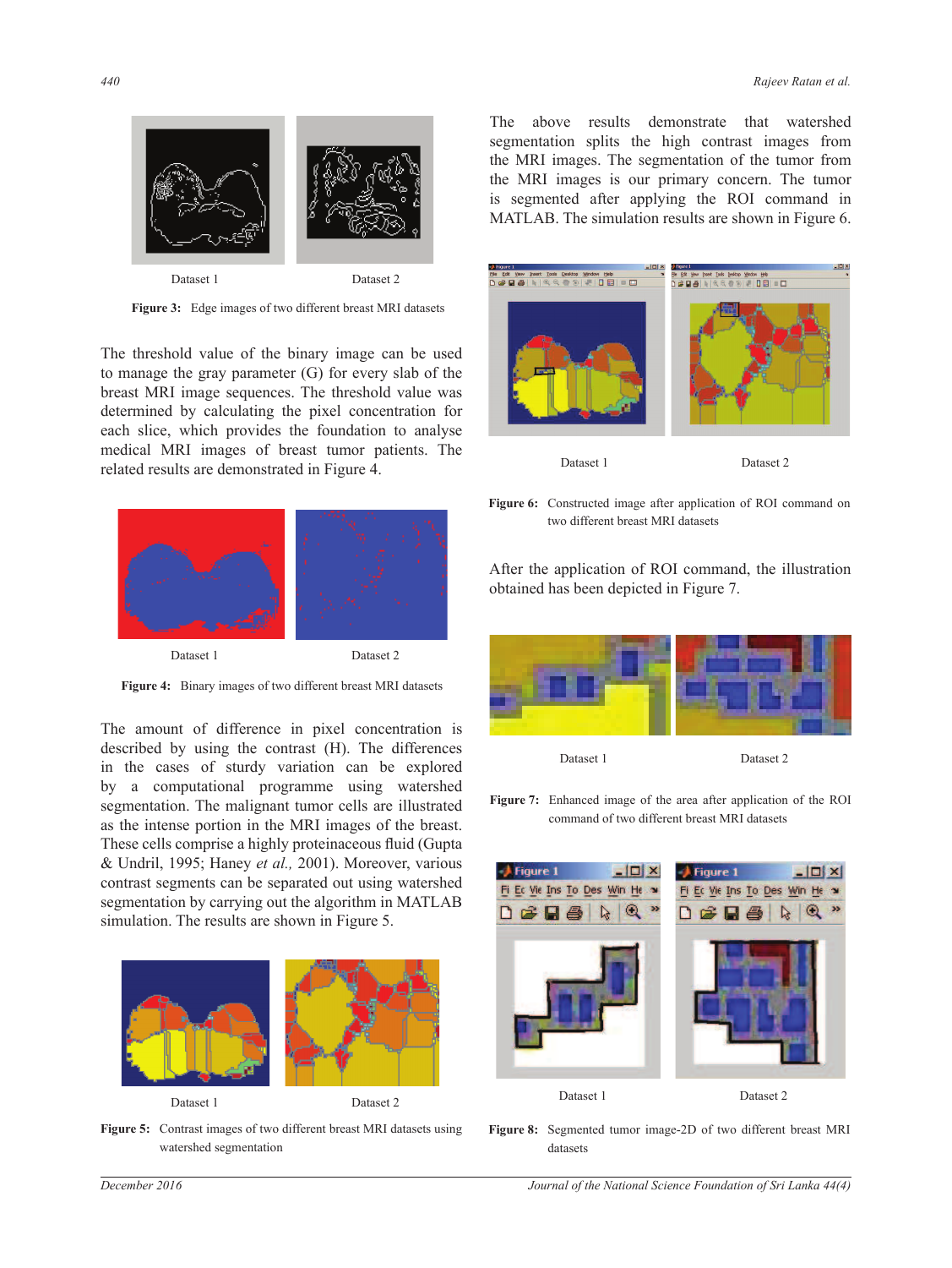Dataset 1 Dataset 2

**Figure 3:** Edge images of two different breast MRI datasets

The threshold value of the binary image can be used to manage the gray parameter (G) for every slab of the breast MRI image sequences. The threshold value was determined by calculating the pixel concentration for each slice, which provides the foundation to analyse medical MRI images of breast tumor patients. The related results are demonstrated in Figure 4.

Dataset 1 Dataset 2

**Figure 4:** Binary images of two different breast MRI datasets

The amount of difference in pixel concentration is described by using the contrast (H). The differences in the cases of sturdy variation can be explored by a computational programme using watershed segmentation. The malignant tumor cells are illustrated as the intense portion in the MRI images of the breast. These cells comprise a highly proteinaceous fluid (Gupta & Undril, 1995; Haney *et al.,* 2001). Moreover, various contrast segments can be separated out using watershed segmentation by carrying out the algorithm in MATLAB simulation. The results are shown in Figure 5.

Dataset 1 Dataset 2

**Figure 5:** Contrast images of two different breast MRI datasets using watershed segmentation

The above results demonstrate that watershed segmentation splits the high contrast images from the MRI images. The segmentation of the tumor from the MRI images is our primary concern. The tumor is segmented after applying the ROI command in MATLAB. The simulation results are shown in Figure 6.

Dataset 1 Dataset 2

**Figure 6:** Constructed image after application of ROI command on two different breast MRI datasets

After the application of ROI command, the illustration obtained has been depicted in Figure 7.

Dataset 1 Dataset 2

**Figure 7:** Enhanced image of the area after application of the ROI command of two different breast MRI datasets

Dataset 1 Dataset 2

**Figure 8:** Segmented tumor image-2D of two different breast MRI datasets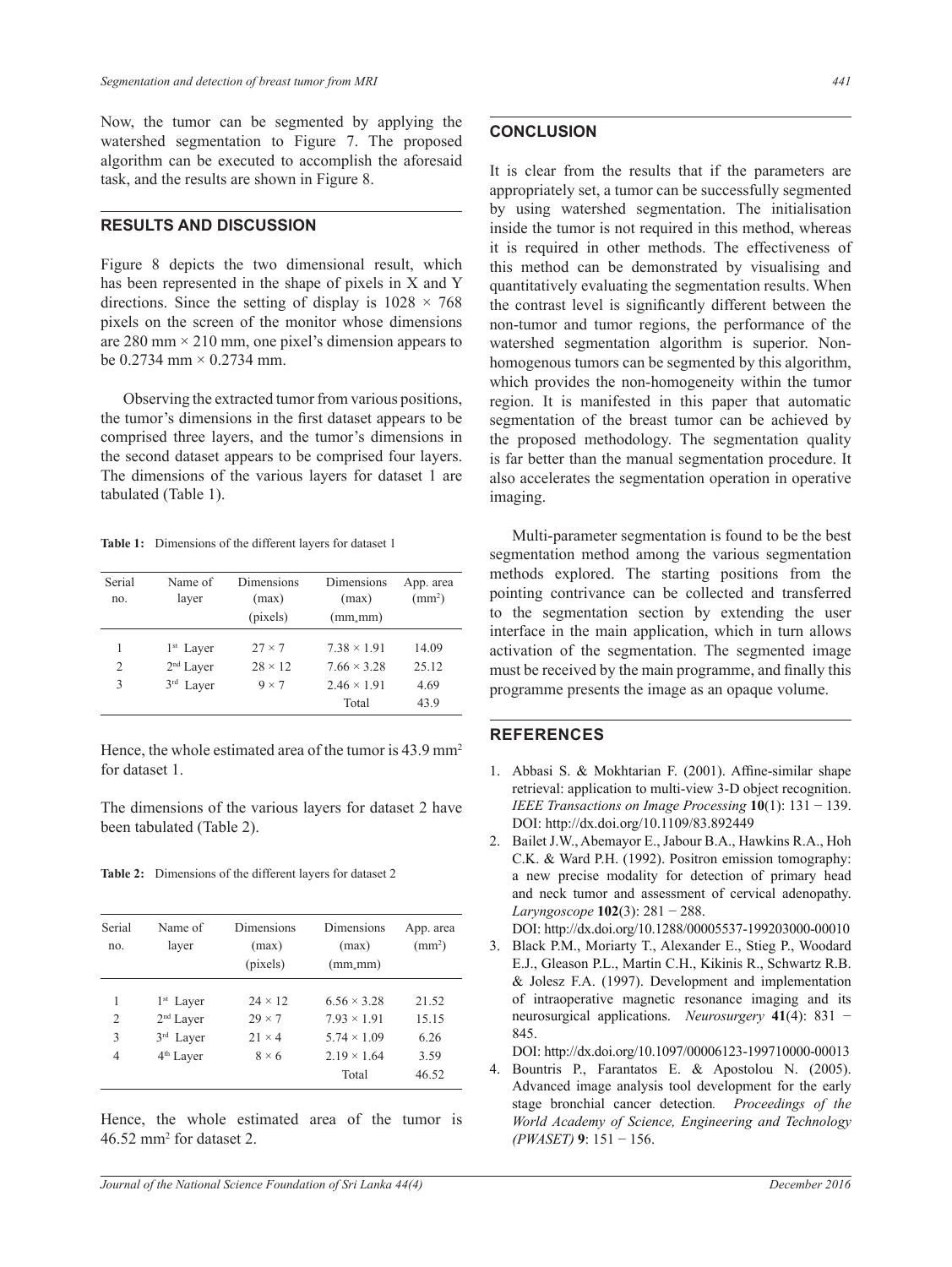Now, the tumor can be segmented by applying the watershed segmentation to Figure 7. The proposed algorithm can be executed to accomplish the aforesaid task, and the results are shown in Figure 8.

## RESULTS AND DISCUSSION

Figure 8 depicts the two dimensional result, which has been represented in the shape of pixels in X and Y directions. Since the setting of display is $1028 \times 768$ pixels on the screen of the monitor whose dimensions are 280 mm × 210 mm, one pixel's dimension appears to be 0.2734 mm × 0.2734 mm.

Observing the extracted tumor from various positions, the tumor's dimensions in the first dataset appears to be comprised three layers, and the tumor's dimensions in the second dataset appears to be comprised four layers. The dimensions of the various layers for dataset 1 are tabulated (Table 1).

**Table 1:** Dimensions of the different layers for dataset 1

| Serial no. | Name of layer | Dimensions (max) (pixels) | Dimensions (max) (mm,mm) | App. area ($mm^2$) |
|---|---|---|---|---|
| 1 | 1st Layer | 27 × 7 | 7.38 × 1.91 | 14.09 |
| 2 | 2nd Layer | 28 × 12 | 7.66 × 3.28 | 25.12 |
| 3 | 3rd Layer | 9 × 7 | 2.46 × 1.91 | 4.69 |
| | | | Total | 43.9 |

Hence, the whole estimated area of the tumor is 43.9 $mm^2$ for dataset 1.

The dimensions of the various layers for dataset 2 have been tabulated (Table 2).

**Table 2:** Dimensions of the different layers for dataset 2

| Serial no. | Name of layer | Dimensions (max) (pixels) | Dimensions (max) (mm,mm) | App. area ($mm^2$) |
|---|---|---|---|---|
| 1 | 1st Layer | 24 × 12 | 6.56 × 3.28 | 21.52 |
| 2 | 2nd Layer | 29 × 7 | 7.93 × 1.91 | 15.15 |
| 3 | 3rd Layer | 21 × 4 | 5.74 × 1.09 | 6.26 |
| 4 | 4th Layer | 8 × 6 | 2.19 × 1.64 | 3.59 |
| | | | Total | 46.52 |

Hence, the whole estimated area of the tumor is 46.52 $mm^2$ for dataset 2.

## CONCLUSION

It is clear from the results that if the parameters are appropriately set, a tumor can be successfully segmented by using watershed segmentation. The initialisation inside the tumor is not required in this method, whereas it is required in other methods. The effectiveness of this method can be demonstrated by visualising and quantitatively evaluating the segmentation results. When the contrast level is significantly different between the non-tumor and tumor regions, the performance of the watershed segmentation algorithm is superior. Non-homogenous tumors can be segmented by this algorithm, which provides the non-homogeneity within the tumor region. It is manifested in this paper that automatic segmentation of the breast tumor can be achieved by the proposed methodology. The segmentation quality is far better than the manual segmentation procedure. It also accelerates the segmentation operation in operative imaging.

Multi-parameter segmentation is found to be the best segmentation method among the various segmentation methods explored. The starting positions from the pointing contrivance can be collected and transferred to the segmentation section by extending the user interface in the main application, which in turn allows activation of the segmentation. The segmented image must be received by the main programme, and finally this programme presents the image as an opaque volume.

## REFERENCES

1. Abbasi S. & Mokhtarian F. (2001). Affine-similar shape retrieval: application to multi-view 3-D object recognition. *IEEE Transactions on Image Processing* **10**(1): 131 − 139. DOI: http://dx.doi.org/10.1109/83.892449
2. Bailet J.W., Abemayor E., Jabour B.A., Hawkins R.A., Hoh C.K. & Ward P.H. (1992). Positron emission tomography: a new precise modality for detection of primary head and neck tumor and assessment of cervical adenopathy. *Laryngoscope* **102**(3): 281 − 288. DOI: http://dx.doi.org/10.1288/00005537-199203000-00010
3. Black P.M., Moriarty T., Alexander E., Stieg P., Woodard E.J., Gleason P.L., Martin C.H., Kikinis R., Schwartz R.B. & Jolesz F.A. (1997). Development and implementation of intraoperative magnetic resonance imaging and its neurosurgical applications. *Neurosurgery* **41**(4): 831 − 845. DOI: http://dx.doi.org/10.1097/00006123-199710000-00013
4. Bountris P., Farantatos E. & Apostolou N. (2005). Advanced image analysis tool development for the early stage bronchial cancer detection*. Proceedings of the World Academy of Science, Engineering and Technology (PWASET)* **9**: 151 − 156.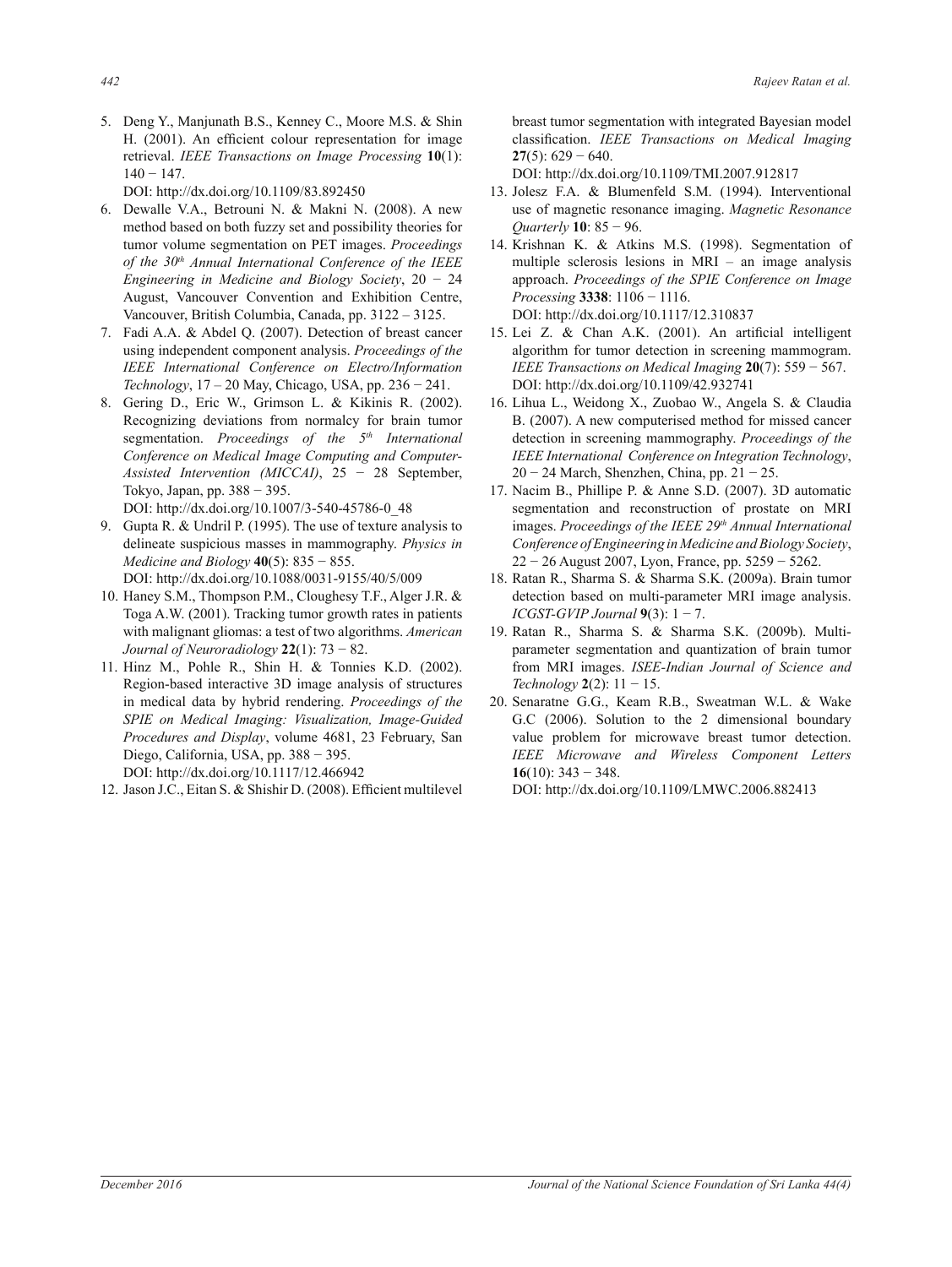5. Deng Y., Manjunath B.S., Kenney C., Moore M.S. & Shin H. (2001). An efficient colour representation for image retrieval. *IEEE Transactions on Image Processing* **10**(1): 140 − 147.
   DOI: http://dx.doi.org/10.1109/83.892450
6. Dewalle V.A., Betrouni N. & Makni N. (2008). A new method based on both fuzzy set and possibility theories for tumor volume segmentation on PET images. *Proceedings of the 30th Annual International Conference of the IEEE Engineering in Medicine and Biology Society*, 20 − 24 August, Vancouver Convention and Exhibition Centre, Vancouver, British Columbia, Canada, pp. 3122 – 3125.
7. Fadi A.A. & Abdel Q. (2007). Detection of breast cancer using independent component analysis. *Proceedings of the IEEE International Conference on Electro/Information Technology*, 17 – 20 May, Chicago, USA, pp. 236 − 241.
8. Gering D., Eric W., Grimson L. & Kikinis R. (2002). Recognizing deviations from normalcy for brain tumor segmentation. *Proceedings of the 5th International Conference on Medical Image Computing and Computer-Assisted Intervention (MICCAI)*, 25 − 28 September, Tokyo, Japan, pp. 388 − 395.
   DOI: http://dx.doi.org/10.1007/3-540-45786-0_48
9. Gupta R. & Undril P. (1995). The use of texture analysis to delineate suspicious masses in mammography. *Physics in Medicine and Biology* **40**(5): 835 − 855.
   DOI: http://dx.doi.org/10.1088/0031-9155/40/5/009
10. Haney S.M., Thompson P.M., Cloughesy T.F., Alger J.R. & Toga A.W. (2001). Tracking tumor growth rates in patients with malignant gliomas: a test of two algorithms. *American Journal of Neuroradiology* **22**(1): 73 − 82.
11. Hinz M., Pohle R., Shin H. & Tonnies K.D. (2002). Region-based interactive 3D image analysis of structures in medical data by hybrid rendering. *Proceedings of the SPIE on Medical Imaging: Visualization, Image-Guided Procedures and Display*, volume 4681, 23 February, San Diego, California, USA, pp. 388 − 395.
    DOI: http://dx.doi.org/10.1117/12.466942
12. Jason J.C., Eitan S. & Shishir D. (2008). Efficient multilevel breast tumor segmentation with integrated Bayesian model classification. *IEEE Transactions on Medical Imaging* **27**(5): 629 − 640.
    DOI: http://dx.doi.org/10.1109/TMI.2007.912817
13. Jolesz F.A. & Blumenfeld S.M. (1994). Interventional use of magnetic resonance imaging. *Magnetic Resonance Quarterly* **10**: 85 − 96.
14. Krishnan K. & Atkins M.S. (1998). Segmentation of multiple sclerosis lesions in MRI – an image analysis approach. *Proceedings of the SPIE Conference on Image Processing* **3338**: 1106 − 1116.
    DOI: http://dx.doi.org/10.1117/12.310837
15. Lei Z. & Chan A.K. (2001). An artificial intelligent algorithm for tumor detection in screening mammogram. *IEEE Transactions on Medical Imaging* **20**(7): 559 − 567.
    DOI: http://dx.doi.org/10.1109/42.932741
16. Lihua L., Weidong X., Zuobao W., Angela S. & Claudia B. (2007). A new computerised method for missed cancer detection in screening mammography. *Proceedings of the IEEE International Conference on Integration Technology*, 20 − 24 March, Shenzhen, China, pp. 21 − 25.
17. Nacim B., Phillipe P. & Anne S.D. (2007). 3D automatic segmentation and reconstruction of prostate on MRI images. *Proceedings of the IEEE 29th Annual International Conference of Engineering in Medicine and Biology Society*, 22 − 26 August 2007, Lyon, France, pp. 5259 − 5262.
18. Ratan R., Sharma S. & Sharma S.K. (2009a). Brain tumor detection based on multi-parameter MRI image analysis. *ICGST-GVIP Journal* **9**(3): 1 − 7.
19. Ratan R., Sharma S. & Sharma S.K. (2009b). Multi-parameter segmentation and quantization of brain tumor from MRI images. *ISEE-Indian Journal of Science and Technology* **2**(2): 11 − 15.
20. Senaratne G.G., Keam R.B., Sweatman W.L. & Wake G.C (2006). Solution to the 2 dimensional boundary value problem for microwave breast tumor detection. *IEEE Microwave and Wireless Component Letters* **16**(10): 343 − 348.
    DOI: http://dx.doi.org/10.1109/LMWC.2006.882413